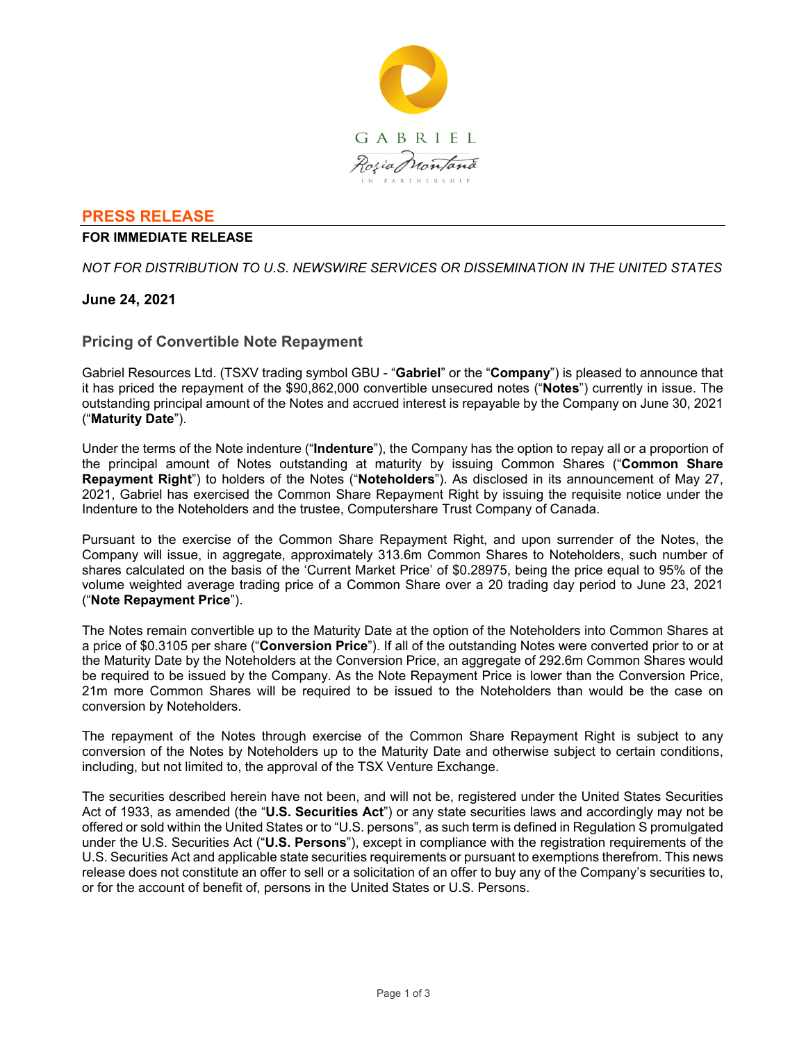GABRIEL

Roșia Montană

IN PARTNERSHIP

## PRESS RELEASE

**FOR IMMEDIATE RELEASE**

*NOT FOR DISTRIBUTION TO U.S. NEWSWIRE SERVICES OR DISSEMINATION IN THE UNITED STATES*

**June 24, 2021**

### Pricing of Convertible Note Repayment

Gabriel Resources Ltd. (TSXV trading symbol GBU - "**Gabriel**" or the "**Company**") is pleased to announce that it has priced the repayment of the $90,862,000 convertible unsecured notes ("**Notes**") currently in issue. The outstanding principal amount of the Notes and accrued interest is repayable by the Company on June 30, 2021 ("**Maturity Date**").

Under the terms of the Note indenture ("**Indenture**"), the Company has the option to repay all or a proportion of the principal amount of Notes outstanding at maturity by issuing Common Shares ("**Common Share Repayment Right**") to holders of the Notes ("**Noteholders**"). As disclosed in its announcement of May 27, 2021, Gabriel has exercised the Common Share Repayment Right by issuing the requisite notice under the Indenture to the Noteholders and the trustee, Computershare Trust Company of Canada.

Pursuant to the exercise of the Common Share Repayment Right, and upon surrender of the Notes, the Company will issue, in aggregate, approximately 313.6m Common Shares to Noteholders, such number of shares calculated on the basis of the 'Current Market Price' of $0.28975, being the price equal to 95% of the volume weighted average trading price of a Common Share over a 20 trading day period to June 23, 2021 ("**Note Repayment Price**").

The Notes remain convertible up to the Maturity Date at the option of the Noteholders into Common Shares at a price of $0.3105 per share ("**Conversion Price**"). If all of the outstanding Notes were converted prior to or at the Maturity Date by the Noteholders at the Conversion Price, an aggregate of 292.6m Common Shares would be required to be issued by the Company. As the Note Repayment Price is lower than the Conversion Price, 21m more Common Shares will be required to be issued to the Noteholders than would be the case on conversion by Noteholders.

The repayment of the Notes through exercise of the Common Share Repayment Right is subject to any conversion of the Notes by Noteholders up to the Maturity Date and otherwise subject to certain conditions, including, but not limited to, the approval of the TSX Venture Exchange.

The securities described herein have not been, and will not be, registered under the United States Securities Act of 1933, as amended (the "**U.S. Securities Act**") or any state securities laws and accordingly may not be offered or sold within the United States or to "U.S. persons", as such term is defined in Regulation S promulgated under the U.S. Securities Act ("**U.S. Persons**"), except in compliance with the registration requirements of the U.S. Securities Act and applicable state securities requirements or pursuant to exemptions therefrom. This news release does not constitute an offer to sell or a solicitation of an offer to buy any of the Company's securities to, or for the account of benefit of, persons in the United States or U.S. Persons.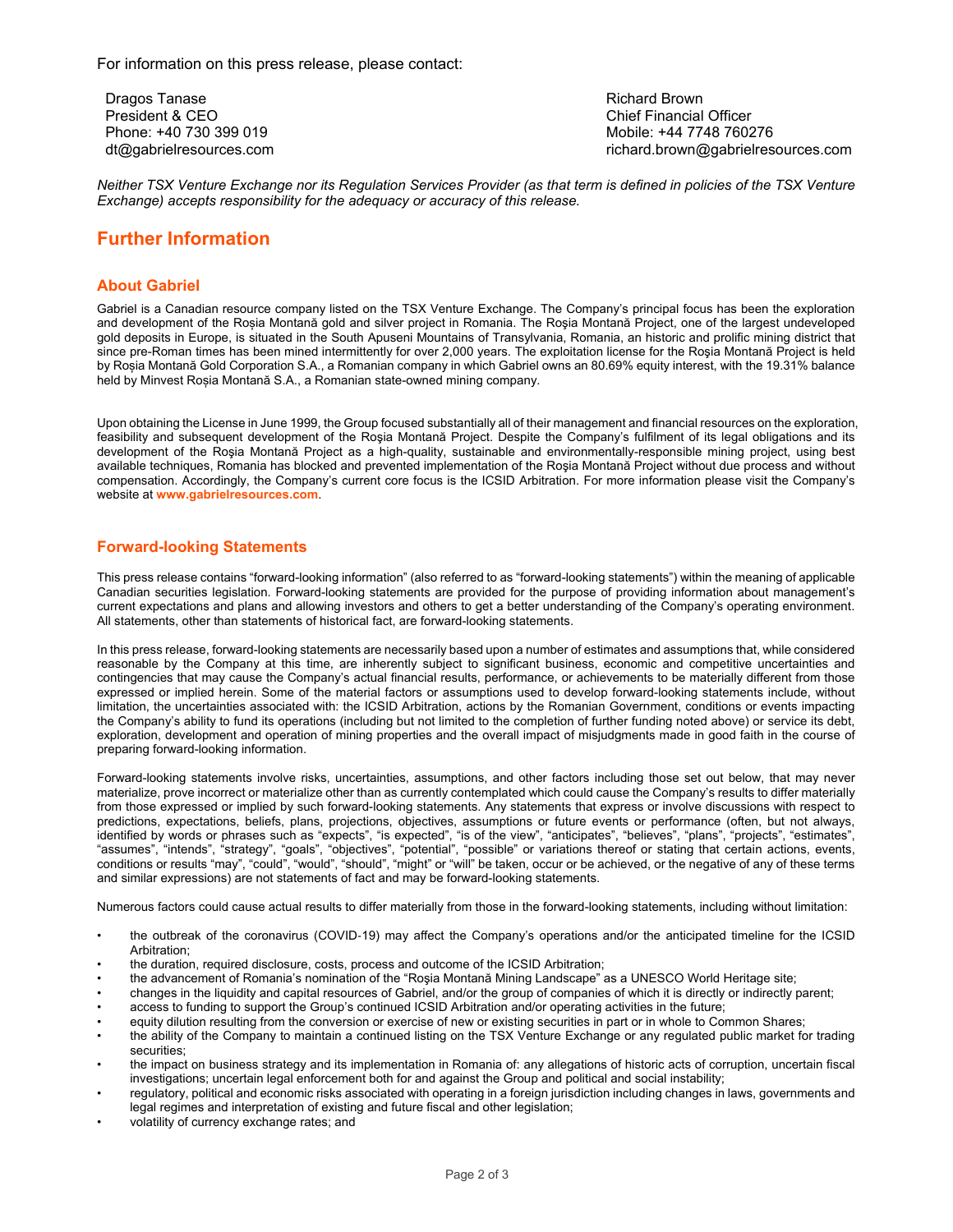For information on this press release, please contact:

Dragos Tanase
President & CEO
Phone: +40 730 399 019
dt@gabrielresources.com

Richard Brown
Chief Financial Officer
Mobile: +44 7748 760276
richard.brown@gabrielresources.com

*Neither TSX Venture Exchange nor its Regulation Services Provider (as that term is defined in policies of the TSX Venture Exchange) accepts responsibility for the adequacy or accuracy of this release.*

## Further Information

### About Gabriel

Gabriel is a Canadian resource company listed on the TSX Venture Exchange. The Company's principal focus has been the exploration and development of the Roșia Montană gold and silver project in Romania. The Roşia Montană Project, one of the largest undeveloped gold deposits in Europe, is situated in the South Apuseni Mountains of Transylvania, Romania, an historic and prolific mining district that since pre-Roman times has been mined intermittently for over 2,000 years. The exploitation license for the Roşia Montană Project is held by Roșia Montană Gold Corporation S.A., a Romanian company in which Gabriel owns an 80.69% equity interest, with the 19.31% balance held by Minvest Roșia Montană S.A., a Romanian state-owned mining company.

Upon obtaining the License in June 1999, the Group focused substantially all of their management and financial resources on the exploration, feasibility and subsequent development of the Roşia Montană Project. Despite the Company's fulfilment of its legal obligations and its development of the Roşia Montană Project as a high-quality, sustainable and environmentally-responsible mining project, using best available techniques, Romania has blocked and prevented implementation of the Roşia Montană Project without due process and without compensation. Accordingly, the Company's current core focus is the ICSID Arbitration. For more information please visit the Company's website at **www.gabrielresources.com**.

### Forward-looking Statements

This press release contains "forward-looking information" (also referred to as "forward-looking statements") within the meaning of applicable Canadian securities legislation. Forward-looking statements are provided for the purpose of providing information about management's current expectations and plans and allowing investors and others to get a better understanding of the Company's operating environment. All statements, other than statements of historical fact, are forward-looking statements.

In this press release, forward-looking statements are necessarily based upon a number of estimates and assumptions that, while considered reasonable by the Company at this time, are inherently subject to significant business, economic and competitive uncertainties and contingencies that may cause the Company's actual financial results, performance, or achievements to be materially different from those expressed or implied herein. Some of the material factors or assumptions used to develop forward-looking statements include, without limitation, the uncertainties associated with: the ICSID Arbitration, actions by the Romanian Government, conditions or events impacting the Company's ability to fund its operations (including but not limited to the completion of further funding noted above) or service its debt, exploration, development and operation of mining properties and the overall impact of misjudgments made in good faith in the course of preparing forward-looking information.

Forward-looking statements involve risks, uncertainties, assumptions, and other factors including those set out below, that may never materialize, prove incorrect or materialize other than as currently contemplated which could cause the Company's results to differ materially from those expressed or implied by such forward-looking statements. Any statements that express or involve discussions with respect to predictions, expectations, beliefs, plans, projections, objectives, assumptions or future events or performance (often, but not always, identified by words or phrases such as "expects", "is expected", "is of the view", "anticipates", "believes", "plans", "projects", "estimates", "assumes", "intends", "strategy", "goals", "objectives", "potential", "possible" or variations thereof or stating that certain actions, events, conditions or results "may", "could", "would", "should", "might" or "will" be taken, occur or be achieved, or the negative of any of these terms and similar expressions) are not statements of fact and may be forward-looking statements.

Numerous factors could cause actual results to differ materially from those in the forward-looking statements, including without limitation:

- the outbreak of the coronavirus (COVID-19) may affect the Company's operations and/or the anticipated timeline for the ICSID Arbitration;
- the duration, required disclosure, costs, process and outcome of the ICSID Arbitration;
- the advancement of Romania's nomination of the "Roşia Montană Mining Landscape" as a UNESCO World Heritage site;
- changes in the liquidity and capital resources of Gabriel, and/or the group of companies of which it is directly or indirectly parent;
- access to funding to support the Group's continued ICSID Arbitration and/or operating activities in the future;
- equity dilution resulting from the conversion or exercise of new or existing securities in part or in whole to Common Shares;
- the ability of the Company to maintain a continued listing on the TSX Venture Exchange or any regulated public market for trading securities;
- the impact on business strategy and its implementation in Romania of: any allegations of historic acts of corruption, uncertain fiscal investigations; uncertain legal enforcement both for and against the Group and political and social instability;
- regulatory, political and economic risks associated with operating in a foreign jurisdiction including changes in laws, governments and legal regimes and interpretation of existing and future fiscal and other legislation;
- volatility of currency exchange rates; and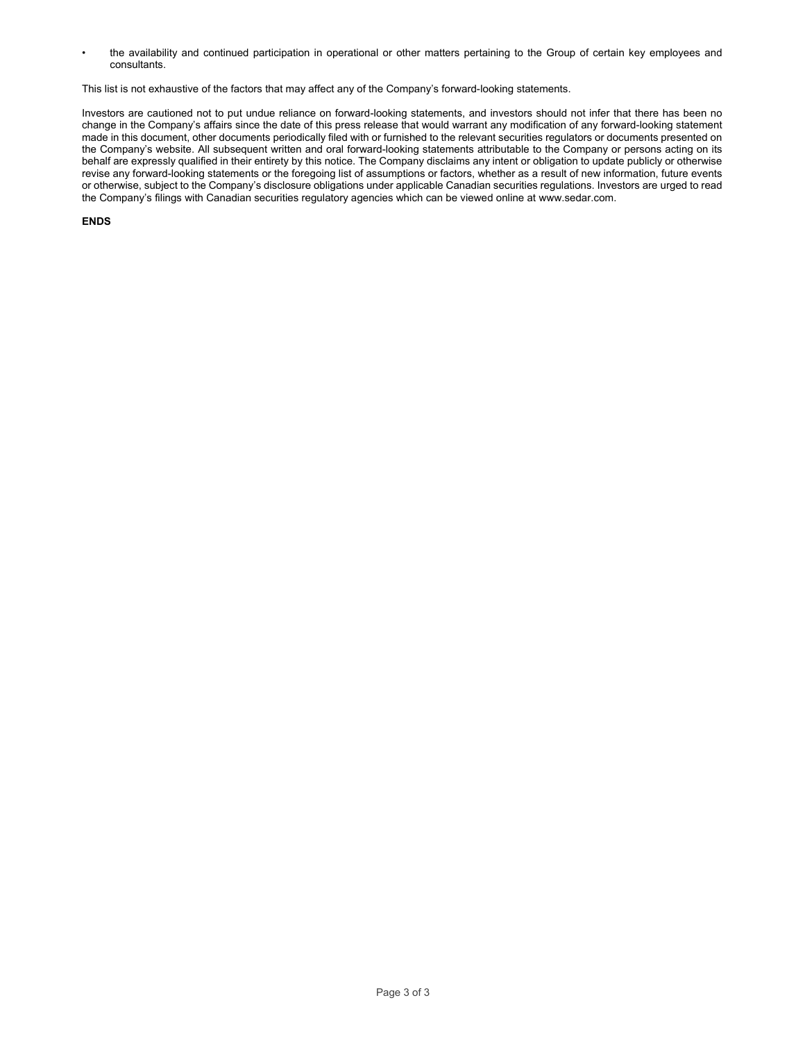- the availability and continued participation in operational or other matters pertaining to the Group of certain key employees and consultants.

This list is not exhaustive of the factors that may affect any of the Company's forward-looking statements.

Investors are cautioned not to put undue reliance on forward-looking statements, and investors should not infer that there has been no change in the Company's affairs since the date of this press release that would warrant any modification of any forward-looking statement made in this document, other documents periodically filed with or furnished to the relevant securities regulators or documents presented on the Company's website. All subsequent written and oral forward-looking statements attributable to the Company or persons acting on its behalf are expressly qualified in their entirety by this notice. The Company disclaims any intent or obligation to update publicly or otherwise revise any forward-looking statements or the foregoing list of assumptions or factors, whether as a result of new information, future events or otherwise, subject to the Company's disclosure obligations under applicable Canadian securities regulations. Investors are urged to read the Company's filings with Canadian securities regulatory agencies which can be viewed online at www.sedar.com.

**ENDS**